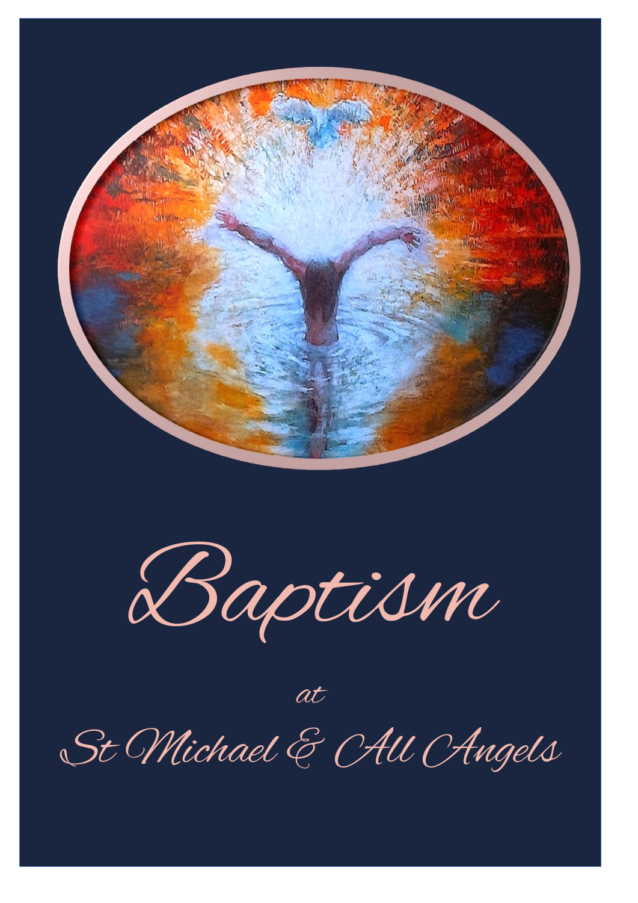# Baptism

at

St Michael & All Angels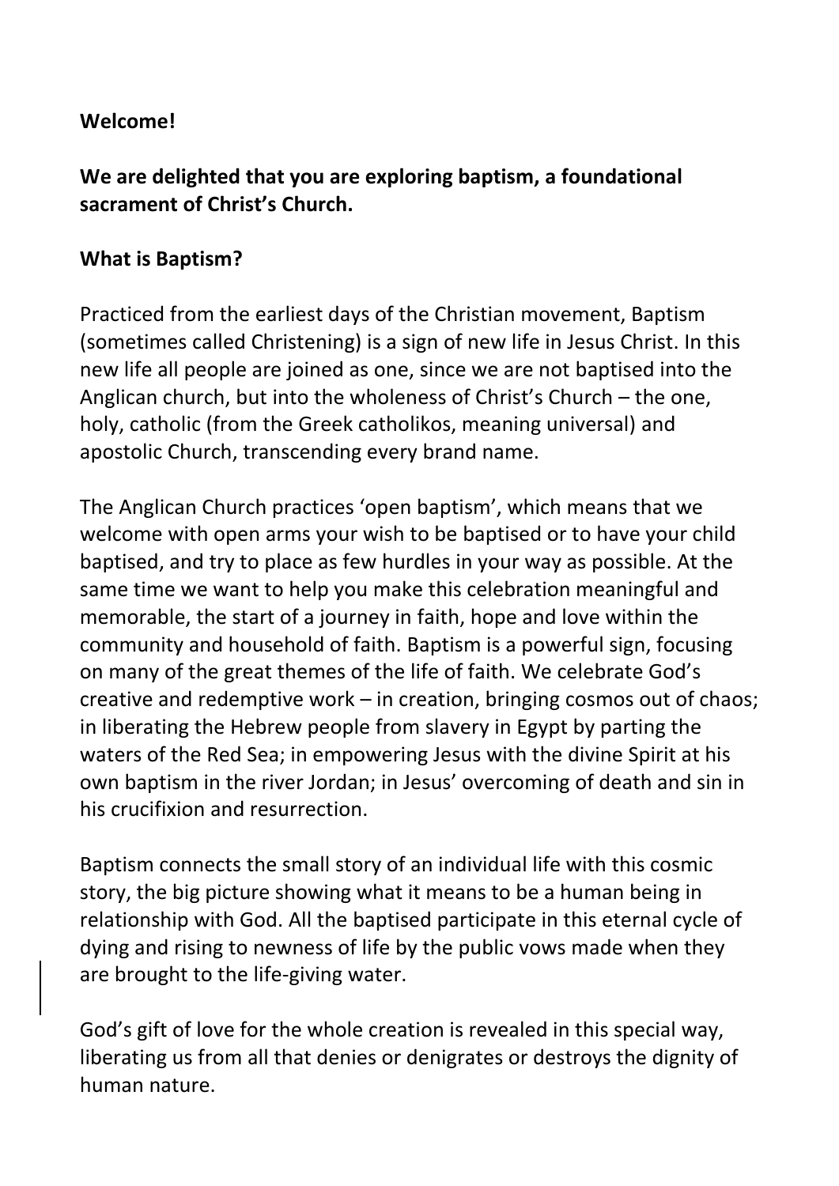**Welcome!**

**We are delighted that you are exploring baptism, a foundational sacrament of Christ's Church.**

**What is Baptism?**

Practiced from the earliest days of the Christian movement, Baptism (sometimes called Christening) is a sign of new life in Jesus Christ. In this new life all people are joined as one, since we are not baptised into the Anglican church, but into the wholeness of Christ's Church – the one, holy, catholic (from the Greek catholikos, meaning universal) and apostolic Church, transcending every brand name.

The Anglican Church practices 'open baptism', which means that we welcome with open arms your wish to be baptised or to have your child baptised, and try to place as few hurdles in your way as possible. At the same time we want to help you make this celebration meaningful and memorable, the start of a journey in faith, hope and love within the community and household of faith. Baptism is a powerful sign, focusing on many of the great themes of the life of faith. We celebrate God's creative and redemptive work – in creation, bringing cosmos out of chaos; in liberating the Hebrew people from slavery in Egypt by parting the waters of the Red Sea; in empowering Jesus with the divine Spirit at his own baptism in the river Jordan; in Jesus' overcoming of death and sin in his crucifixion and resurrection.

Baptism connects the small story of an individual life with this cosmic story, the big picture showing what it means to be a human being in relationship with God. All the baptised participate in this eternal cycle of dying and rising to newness of life by the public vows made when they are brought to the life-giving water.

God's gift of love for the whole creation is revealed in this special way, liberating us from all that denies or denigrates or destroys the dignity of human nature.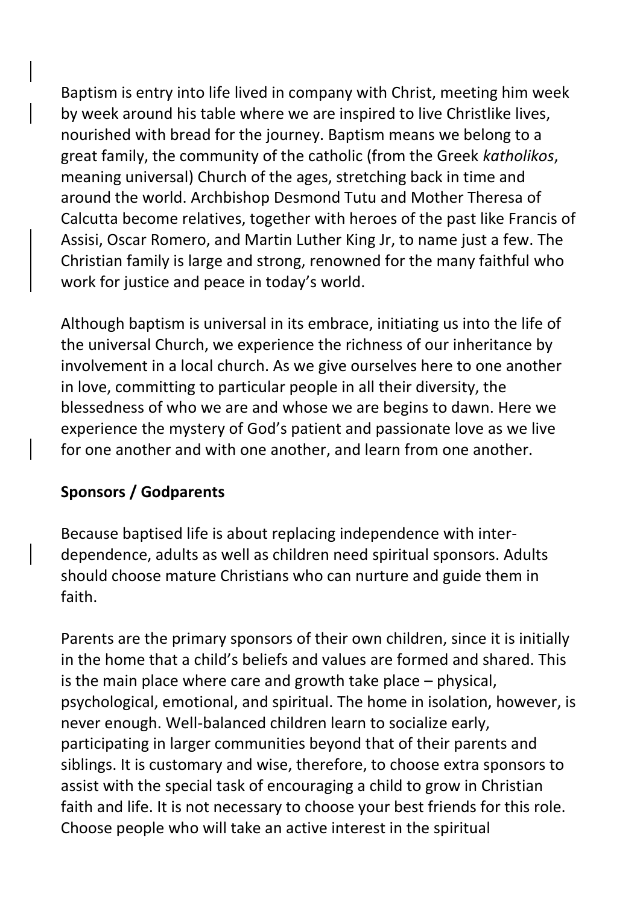Baptism is entry into life lived in company with Christ, meeting him week by week around his table where we are inspired to live Christlike lives, nourished with bread for the journey. Baptism means we belong to a great family, the community of the catholic (from the Greek *katholikos*, meaning universal) Church of the ages, stretching back in time and around the world. Archbishop Desmond Tutu and Mother Theresa of Calcutta become relatives, together with heroes of the past like Francis of Assisi, Oscar Romero, and Martin Luther King Jr, to name just a few. The Christian family is large and strong, renowned for the many faithful who work for justice and peace in today's world.

Although baptism is universal in its embrace, initiating us into the life of the universal Church, we experience the richness of our inheritance by involvement in a local church. As we give ourselves here to one another in love, committing to particular people in all their diversity, the blessedness of who we are and whose we are begins to dawn. Here we experience the mystery of God's patient and passionate love as we live for one another and with one another, and learn from one another.

**Sponsors / Godparents**

Because baptised life is about replacing independence with inter-dependence, adults as well as children need spiritual sponsors. Adults should choose mature Christians who can nurture and guide them in faith.

Parents are the primary sponsors of their own children, since it is initially in the home that a child's beliefs and values are formed and shared. This is the main place where care and growth take place – physical, psychological, emotional, and spiritual. The home in isolation, however, is never enough. Well-balanced children learn to socialize early, participating in larger communities beyond that of their parents and siblings. It is customary and wise, therefore, to choose extra sponsors to assist with the special task of encouraging a child to grow in Christian faith and life. It is not necessary to choose your best friends for this role. Choose people who will take an active interest in the spiritual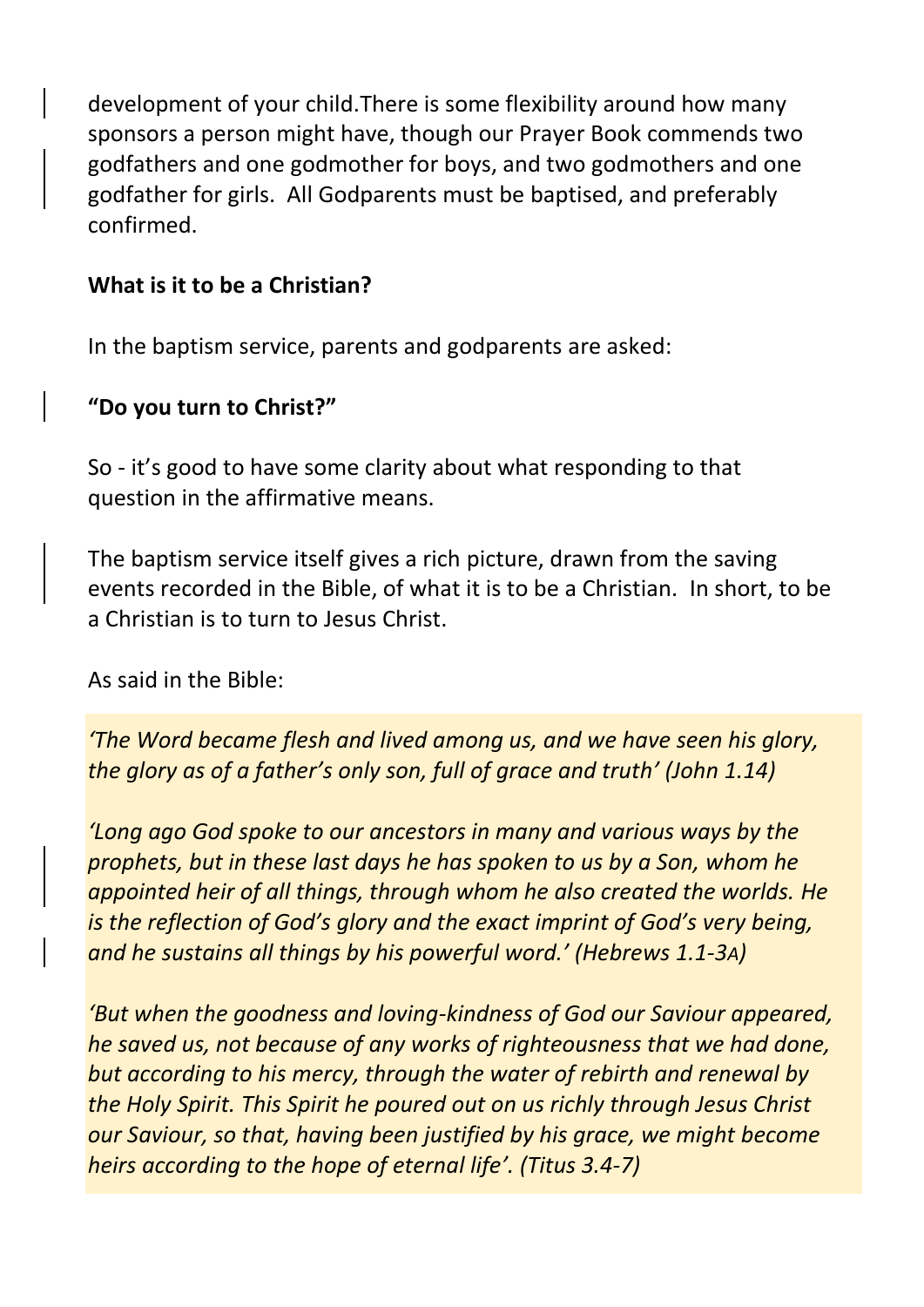development of your child.There is some flexibility around how many sponsors a person might have, though our Prayer Book commends two godfathers and one godmother for boys, and two godmothers and one godfather for girls. All Godparents must be baptised, and preferably confirmed.

**What is it to be a Christian?**

In the baptism service, parents and godparents are asked:

**"Do you turn to Christ?"**

So - it's good to have some clarity about what responding to that question in the affirmative means.

The baptism service itself gives a rich picture, drawn from the saving events recorded in the Bible, of what it is to be a Christian. In short, to be a Christian is to turn to Jesus Christ.

As said in the Bible:

*'The Word became flesh and lived among us, and we have seen his glory, the glory as of a father's only son, full of grace and truth' (John 1.14)*

*'Long ago God spoke to our ancestors in many and various ways by the prophets, but in these last days he has spoken to us by a Son, whom he appointed heir of all things, through whom he also created the worlds. He is the reflection of God's glory and the exact imprint of God's very being, and he sustains all things by his powerful word.' (Hebrews 1.1-3A)*

*'But when the goodness and loving-kindness of God our Saviour appeared, he saved us, not because of any works of righteousness that we had done, but according to his mercy, through the water of rebirth and renewal by the Holy Spirit. This Spirit he poured out on us richly through Jesus Christ our Saviour, so that, having been justified by his grace, we might become heirs according to the hope of eternal life'. (Titus 3.4-7)*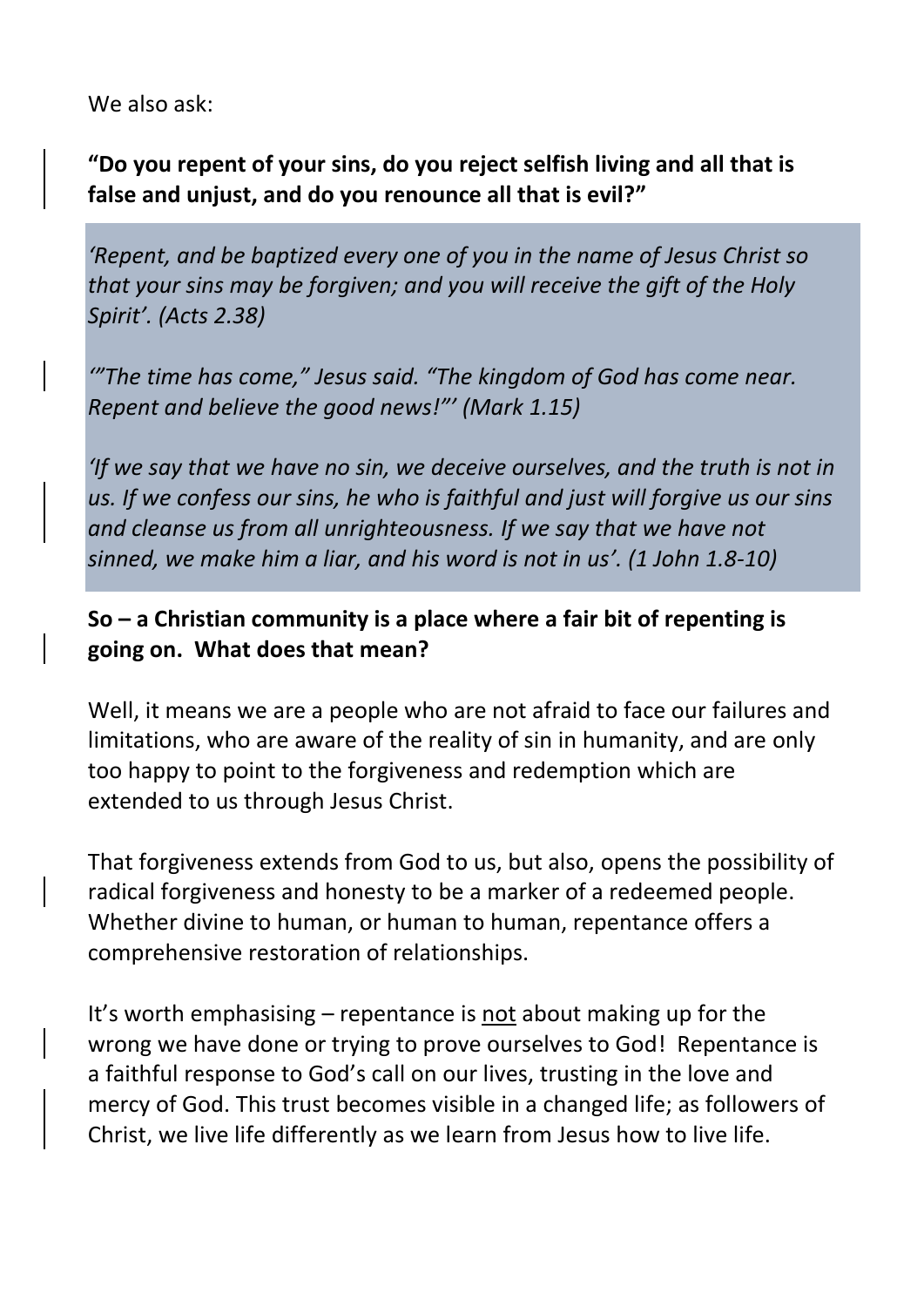We also ask:

**"Do you repent of your sins, do you reject selfish living and all that is false and unjust, and do you renounce all that is evil?"**

> *'Repent, and be baptized every one of you in the name of Jesus Christ so that your sins may be forgiven; and you will receive the gift of the Holy Spirit'. (Acts 2.38)*
>
> *'"The time has come," Jesus said. "The kingdom of God has come near. Repent and believe the good news!"' (Mark 1.15)*
>
> *'If we say that we have no sin, we deceive ourselves, and the truth is not in us. If we confess our sins, he who is faithful and just will forgive us our sins and cleanse us from all unrighteousness. If we say that we have not sinned, we make him a liar, and his word is not in us'. (1 John 1.8-10)*

**So – a Christian community is a place where a fair bit of repenting is going on. What does that mean?**

Well, it means we are a people who are not afraid to face our failures and limitations, who are aware of the reality of sin in humanity, and are only too happy to point to the forgiveness and redemption which are extended to us through Jesus Christ.

That forgiveness extends from God to us, but also, opens the possibility of radical forgiveness and honesty to be a marker of a redeemed people. Whether divine to human, or human to human, repentance offers a comprehensive restoration of relationships.

It's worth emphasising – repentance is <u>not</u> about making up for the wrong we have done or trying to prove ourselves to God! Repentance is a faithful response to God's call on our lives, trusting in the love and mercy of God. This trust becomes visible in a changed life; as followers of Christ, we live life differently as we learn from Jesus how to live life.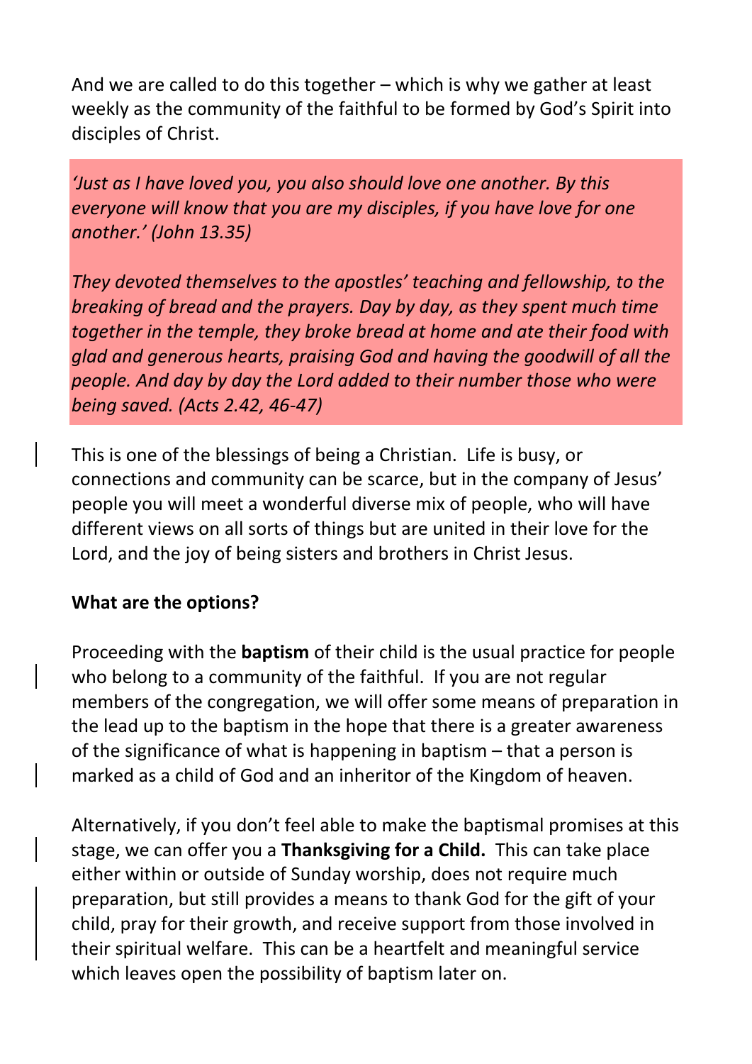And we are called to do this together – which is why we gather at least weekly as the community of the faithful to be formed by God's Spirit into disciples of Christ.

*'Just as I have loved you, you also should love one another. By this everyone will know that you are my disciples, if you have love for one another.' (John 13.35)*

*They devoted themselves to the apostles' teaching and fellowship, to the breaking of bread and the prayers. Day by day, as they spent much time together in the temple, they broke bread at home and ate their food with glad and generous hearts, praising God and having the goodwill of all the people. And day by day the Lord added to their number those who were being saved. (Acts 2.42, 46-47)*

This is one of the blessings of being a Christian. Life is busy, or connections and community can be scarce, but in the company of Jesus' people you will meet a wonderful diverse mix of people, who will have different views on all sorts of things but are united in their love for the Lord, and the joy of being sisters and brothers in Christ Jesus.

**What are the options?**

Proceeding with the **baptism** of their child is the usual practice for people who belong to a community of the faithful. If you are not regular members of the congregation, we will offer some means of preparation in the lead up to the baptism in the hope that there is a greater awareness of the significance of what is happening in baptism – that a person is marked as a child of God and an inheritor of the Kingdom of heaven.

Alternatively, if you don't feel able to make the baptismal promises at this stage, we can offer you a **Thanksgiving for a Child.** This can take place either within or outside of Sunday worship, does not require much preparation, but still provides a means to thank God for the gift of your child, pray for their growth, and receive support from those involved in their spiritual welfare. This can be a heartfelt and meaningful service which leaves open the possibility of baptism later on.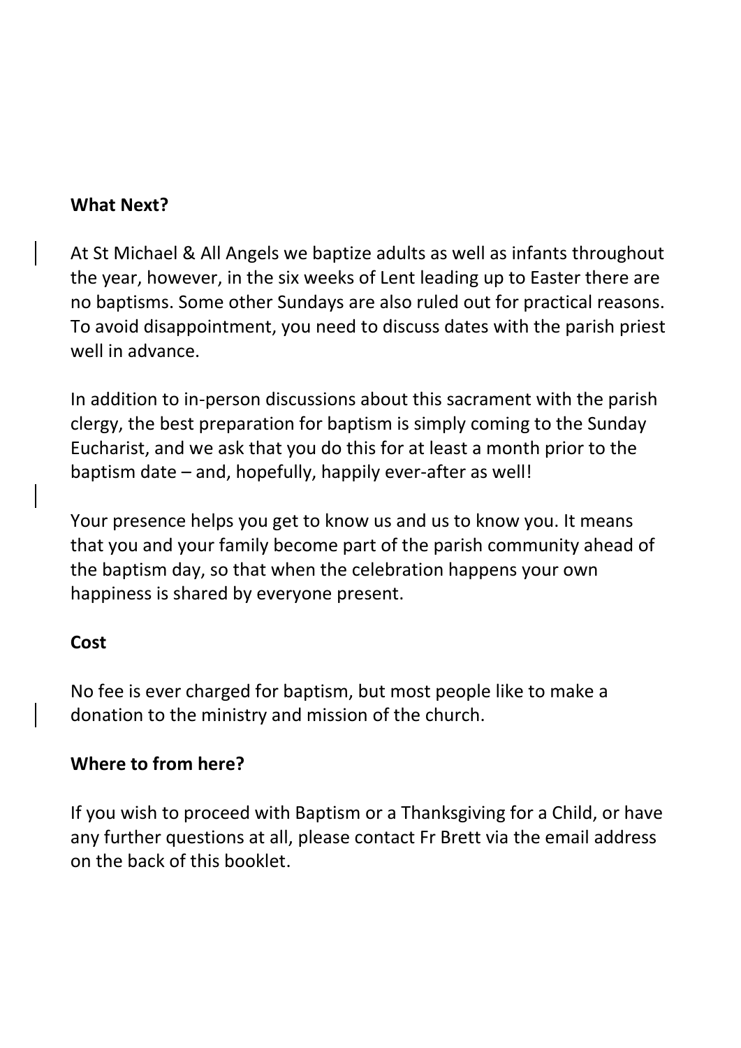## What Next?

At St Michael & All Angels we baptize adults as well as infants throughout the year, however, in the six weeks of Lent leading up to Easter there are no baptisms. Some other Sundays are also ruled out for practical reasons. To avoid disappointment, you need to discuss dates with the parish priest well in advance.

In addition to in-person discussions about this sacrament with the parish clergy, the best preparation for baptism is simply coming to the Sunday Eucharist, and we ask that you do this for at least a month prior to the baptism date – and, hopefully, happily ever-after as well!

Your presence helps you get to know us and us to know you. It means that you and your family become part of the parish community ahead of the baptism day, so that when the celebration happens your own happiness is shared by everyone present.

## Cost

No fee is ever charged for baptism, but most people like to make a donation to the ministry and mission of the church.

## Where to from here?

If you wish to proceed with Baptism or a Thanksgiving for a Child, or have any further questions at all, please contact Fr Brett via the email address on the back of this booklet.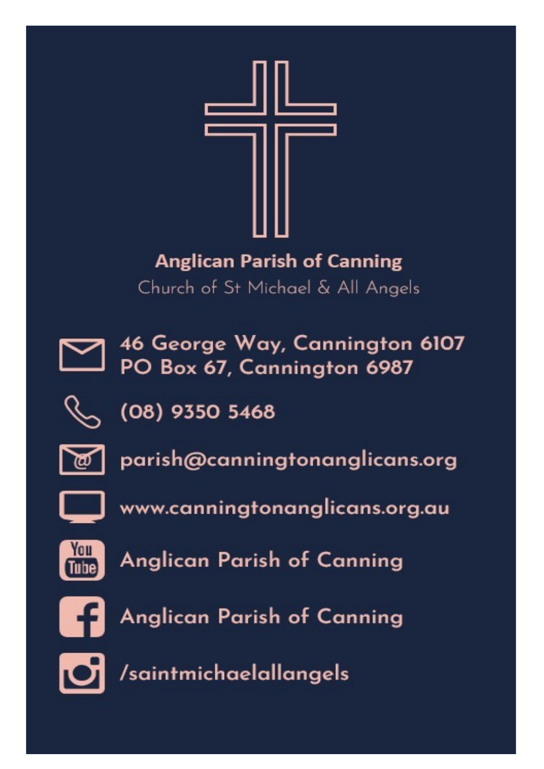**Anglican Parish of Canning**

Church of St Michael & All Angels

46 George Way, Cannington 6107
PO Box 67, Cannington 6987

(08) 9350 5468

parish@canningtonanglicans.org

www.canningtonanglicans.org.au

Anglican Parish of Canning

Anglican Parish of Canning

/saintmichaelallangels